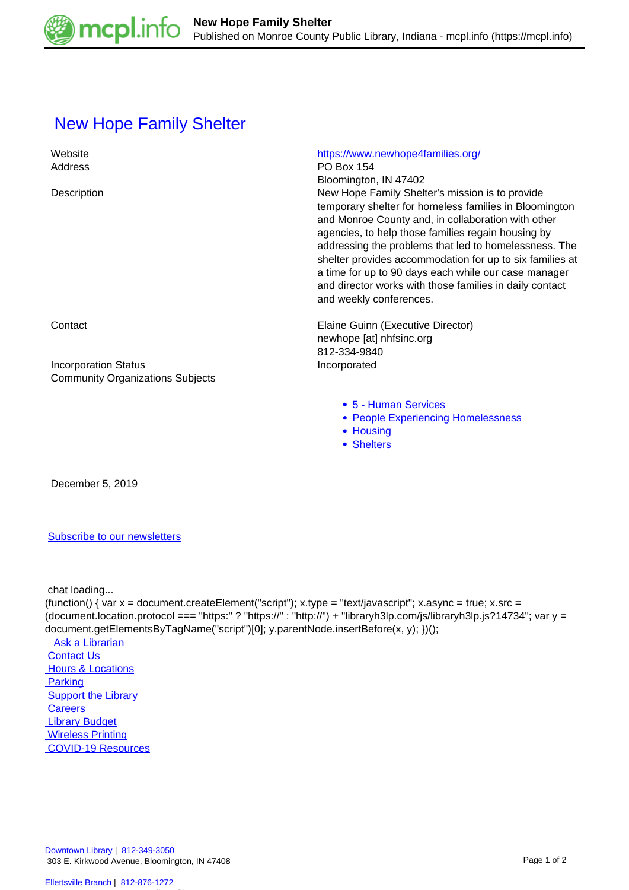# New Hope Family Shelter

| | |
|---|---|
| Website | https://www.newhope4families.org/ |
| Address | PO Box 154<br>Bloomington, IN 47402 |
| Description | New Hope Family Shelter's mission is to provide temporary shelter for homeless families in Bloomington and Monroe County and, in collaboration with other agencies, to help those families regain housing by addressing the problems that led to homelessness. The shelter provides accommodation for up to six families at a time for up to 90 days each while our case manager and director works with those families in daily contact and weekly conferences. |
| Contact | Elaine Guinn (Executive Director)<br>newhope [at] nhfsinc.org<br>812-334-9840 |
| Incorporation Status | Incorporated |
| Community Organizations Subjects | |

- 5 - Human Services
- People Experiencing Homelessness
- Housing
- Shelters

December 5, 2019

Subscribe to our newsletters

chat loading...

```
(function() { var x = document.createElement("script"); x.type = "text/javascript"; x.async = true; x.src = (document.location.protocol === "https:" ? "https://" : "http://") + "libraryh3lp.com/js/libraryh3lp.js?14734"; var y = document.getElementsByTagName("script")[0]; y.parentNode.insertBefore(x, y); })();
```

- Ask a Librarian
- Contact Us
- Hours & Locations
- Parking
- Support the Library
- Careers
- Library Budget
- Wireless Printing
- COVID-19 Resources

Downtown Library | 812-349-3050
303 E. Kirkwood Avenue, Bloomington, IN 47408

Ellettsville Branch | 812-876-1272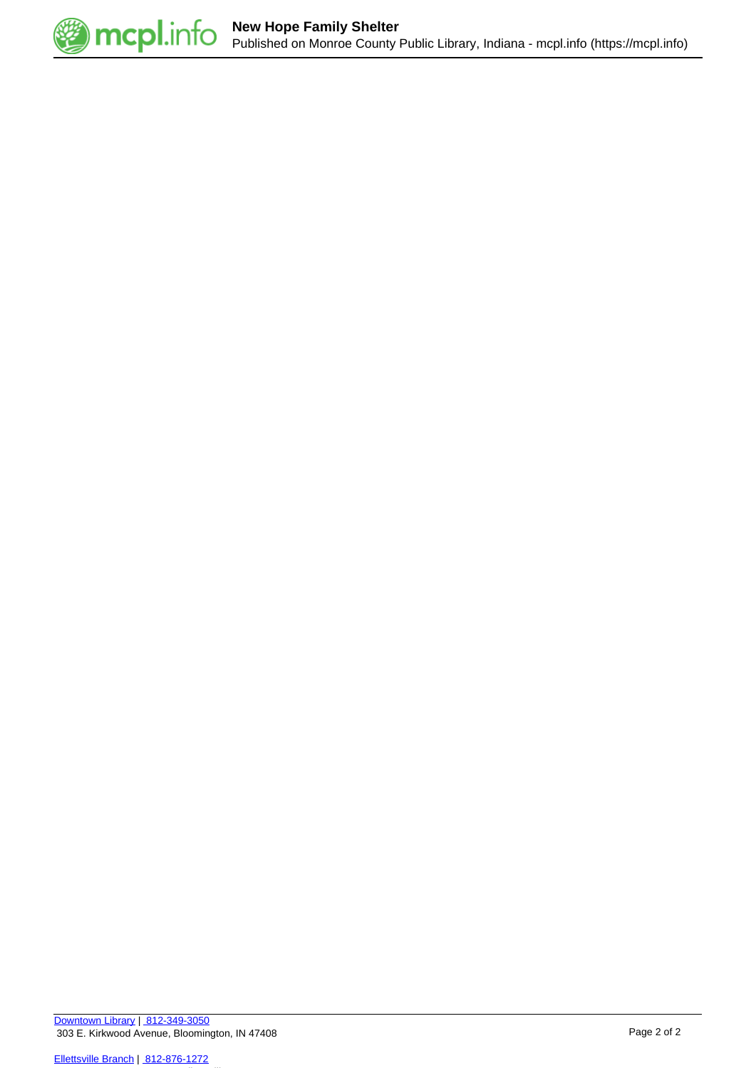[Downtown Library](#) | [812-349-3050](#)
303 E. Kirkwood Avenue, Bloomington, IN 47408

[Ellettsville Branch](#) | [812-876-1272](#)